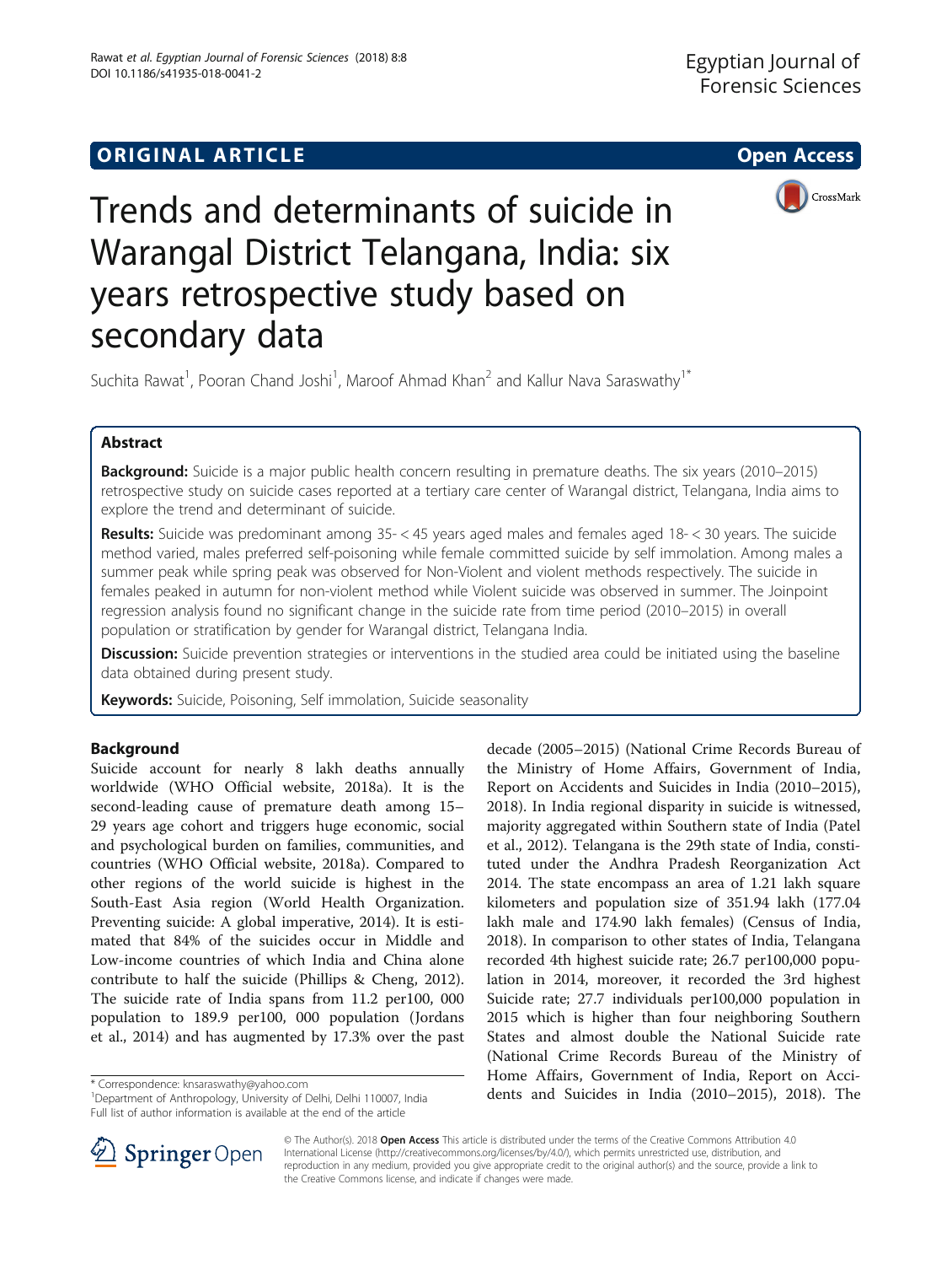ORIGINAL ARTICLE

Open Access

# Trends and determinants of suicide in Warangal District Telangana, India: six years retrospective study based on secondary data

Suchita Rawat[1], Pooran Chand Joshi[1], Maroof Ahmad Khan[2] and Kallur Nava Saraswathy[1*]

## Abstract

**Background:** Suicide is a major public health concern resulting in premature deaths. The six years (2010–2015) retrospective study on suicide cases reported at a tertiary care center of Warangal district, Telangana, India aims to explore the trend and determinant of suicide.

**Results:** Suicide was predominant among 35- < 45 years aged males and females aged 18- < 30 years. The suicide method varied, males preferred self-poisoning while female committed suicide by self immolation. Among males a summer peak while spring peak was observed for Non-Violent and violent methods respectively. The suicide in females peaked in autumn for non-violent method while Violent suicide was observed in summer. The Joinpoint regression analysis found no significant change in the suicide rate from time period (2010–2015) in overall population or stratification by gender for Warangal district, Telangana India.

**Discussion:** Suicide prevention strategies or interventions in the studied area could be initiated using the baseline data obtained during present study.

**Keywords:** Suicide, Poisoning, Self immolation, Suicide seasonality

## Background

Suicide account for nearly 8 lakh deaths annually worldwide (WHO Official website, 2018a). It is the second-leading cause of premature death among 15–29 years age cohort and triggers huge economic, social and psychological burden on families, communities, and countries (WHO Official website, 2018a). Compared to other regions of the world suicide is highest in the South-East Asia region (World Health Organization. Preventing suicide: A global imperative, 2014). It is estimated that 84% of the suicides occur in Middle and Low-income countries of which India and China alone contribute to half the suicide (Phillips & Cheng, 2012). The suicide rate of India spans from 11.2 per100, 000 population to 189.9 per100, 000 population (Jordans et al., 2014) and has augmented by 17.3% over the past decade (2005–2015) (National Crime Records Bureau of the Ministry of Home Affairs, Government of India, Report on Accidents and Suicides in India (2010–2015), 2018). In India regional disparity in suicide is witnessed, majority aggregated within Southern state of India (Patel et al., 2012). Telangana is the 29th state of India, constituted under the Andhra Pradesh Reorganization Act 2014. The state encompass an area of 1.21 lakh square kilometers and population size of 351.94 lakh (177.04 lakh male and 174.90 lakh females) (Census of India, 2018). In comparison to other states of India, Telangana recorded 4th highest suicide rate; 26.7 per100,000 population in 2014, moreover, it recorded the 3rd highest Suicide rate; 27.7 individuals per100,000 population in 2015 which is higher than four neighboring Southern States and almost double the National Suicide rate (National Crime Records Bureau of the Ministry of Home Affairs, Government of India, Report on Accidents and Suicides in India (2010–2015), 2018). The

\* Correspondence: knsaraswathy@yahoo.com
[1]Department of Anthropology, University of Delhi, Delhi 110007, India
Full list of author information is available at the end of the article

© The Author(s). 2018 **Open Access** This article is distributed under the terms of the Creative Commons Attribution 4.0 International License (http://creativecommons.org/licenses/by/4.0/), which permits unrestricted use, distribution, and reproduction in any medium, provided you give appropriate credit to the original author(s) and the source, provide a link to the Creative Commons license, and indicate if changes were made.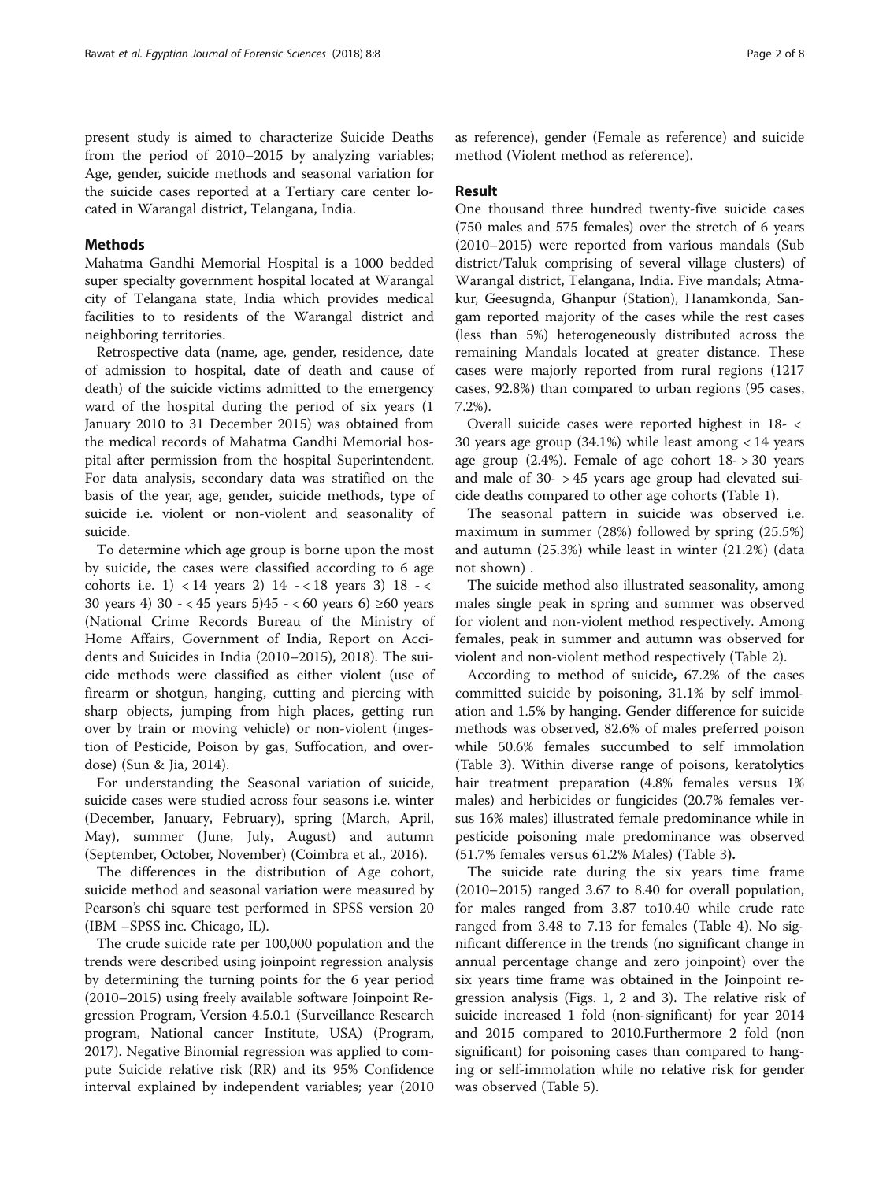present study is aimed to characterize Suicide Deaths from the period of 2010–2015 by analyzing variables; Age, gender, suicide methods and seasonal variation for the suicide cases reported at a Tertiary care center located in Warangal district, Telangana, India.

## Methods

Mahatma Gandhi Memorial Hospital is a 1000 bedded super specialty government hospital located at Warangal city of Telangana state, India which provides medical facilities to to residents of the Warangal district and neighboring territories.

Retrospective data (name, age, gender, residence, date of admission to hospital, date of death and cause of death) of the suicide victims admitted to the emergency ward of the hospital during the period of six years (1 January 2010 to 31 December 2015) was obtained from the medical records of Mahatma Gandhi Memorial hospital after permission from the hospital Superintendent. For data analysis, secondary data was stratified on the basis of the year, age, gender, suicide methods, type of suicide i.e. violent or non-violent and seasonality of suicide.

To determine which age group is borne upon the most by suicide, the cases were classified according to 6 age cohorts i.e. 1) < 14 years 2) 14 - < 18 years 3) 18 - < 30 years 4) 30 - < 45 years 5)45 - < 60 years 6) ≥60 years (National Crime Records Bureau of the Ministry of Home Affairs, Government of India, Report on Accidents and Suicides in India (2010–2015), 2018). The suicide methods were classified as either violent (use of firearm or shotgun, hanging, cutting and piercing with sharp objects, jumping from high places, getting run over by train or moving vehicle) or non-violent (ingestion of Pesticide, Poison by gas, Suffocation, and overdose) (Sun & Jia, 2014).

For understanding the Seasonal variation of suicide, suicide cases were studied across four seasons i.e. winter (December, January, February), spring (March, April, May), summer (June, July, August) and autumn (September, October, November) (Coimbra et al., 2016).

The differences in the distribution of Age cohort, suicide method and seasonal variation were measured by Pearson's chi square test performed in SPSS version 20 (IBM –SPSS inc. Chicago, IL).

The crude suicide rate per 100,000 population and the trends were described using joinpoint regression analysis by determining the turning points for the 6 year period (2010–2015) using freely available software Joinpoint Regression Program, Version 4.5.0.1 (Surveillance Research program, National cancer Institute, USA) (Program, 2017). Negative Binomial regression was applied to compute Suicide relative risk (RR) and its 95% Confidence interval explained by independent variables; year (2010 as reference), gender (Female as reference) and suicide method (Violent method as reference).

## Result

One thousand three hundred twenty-five suicide cases (750 males and 575 females) over the stretch of 6 years (2010–2015) were reported from various mandals (Sub district/Taluk comprising of several village clusters) of Warangal district, Telangana, India. Five mandals; Atmakur, Geesugnda, Ghanpur (Station), Hanamkonda, Sangam reported majority of the cases while the rest cases (less than 5%) heterogeneously distributed across the remaining Mandals located at greater distance. These cases were majorly reported from rural regions (1217 cases, 92.8%) than compared to urban regions (95 cases, 7.2%).

Overall suicide cases were reported highest in 18- < 30 years age group (34.1%) while least among < 14 years age group (2.4%). Female of age cohort 18- > 30 years and male of 30- > 45 years age group had elevated suicide deaths compared to other age cohorts (Table 1).

The seasonal pattern in suicide was observed i.e. maximum in summer (28%) followed by spring (25.5%) and autumn (25.3%) while least in winter (21.2%) (data not shown) .

The suicide method also illustrated seasonality, among males single peak in spring and summer was observed for violent and non-violent method respectively. Among females, peak in summer and autumn was observed for violent and non-violent method respectively (Table 2).

According to method of suicide**,** 67.2% of the cases committed suicide by poisoning, 31.1% by self immolation and 1.5% by hanging. Gender difference for suicide methods was observed, 82.6% of males preferred poison while 50.6% females succumbed to self immolation (Table 3). Within diverse range of poisons, keratolytics hair treatment preparation (4.8% females versus 1% males) and herbicides or fungicides (20.7% females versus 16% males) illustrated female predominance while in pesticide poisoning male predominance was observed (51.7% females versus 61.2% Males) (Table 3**).**

The suicide rate during the six years time frame (2010–2015) ranged 3.67 to 8.40 for overall population, for males ranged from 3.87 to10.40 while crude rate ranged from 3.48 to 7.13 for females (Table 4). No significant difference in the trends (no significant change in annual percentage change and zero joinpoint) over the six years time frame was obtained in the Joinpoint regression analysis (Figs. 1, 2 and 3)**.** The relative risk of suicide increased 1 fold (non-significant) for year 2014 and 2015 compared to 2010.Furthermore 2 fold (non significant) for poisoning cases than compared to hanging or self-immolation while no relative risk for gender was observed (Table 5).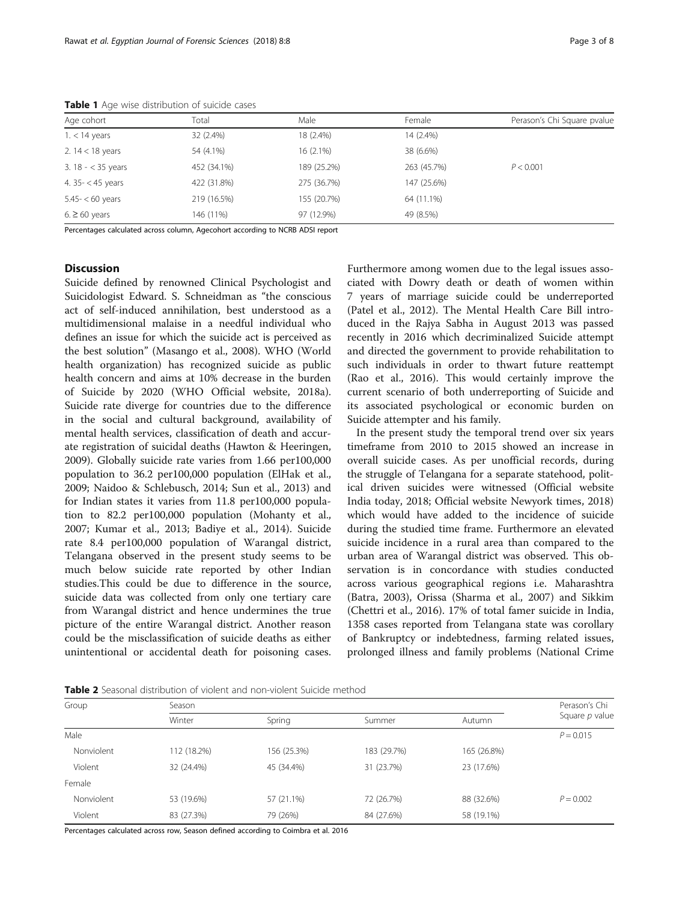**Table 1** Age wise distribution of suicide cases

| Age cohort | Total | Male | Female | Perason's Chi Square pvalue |
|---|---|---|---|---|
| 1. < 14 years | 32 (2.4%) | 18 (2.4%) | 14 (2.4%) | |
| 2. 14 < 18 years | 54 (4.1%) | 16 (2.1%) | 38 (6.6%) | |
| 3. 18 - < 35 years | 452 (34.1%) | 189 (25.2%) | 263 (45.7%) | $P < 0.001$ |
| 4. 35- < 45 years | 422 (31.8%) | 275 (36.7%) | 147 (25.6%) | |
| 5.45- < 60 years | 219 (16.5%) | 155 (20.7%) | 64 (11.1%) | |
| 6. ≥ 60 years | 146 (11%) | 97 (12.9%) | 49 (8.5%) | |

Percentages calculated across column, Agecohort according to NCRB ADSI report

## Discussion

Suicide defined by renowned Clinical Psychologist and Suicidologist Edward. S. Schneidman as "the conscious act of self-induced annihilation, best understood as a multidimensional malaise in a needful individual who defines an issue for which the suicide act is perceived as the best solution" (Masango et al., 2008). WHO (World health organization) has recognized suicide as public health concern and aims at 10% decrease in the burden of Suicide by 2020 (WHO Official website, 2018a). Suicide rate diverge for countries due to the difference in the social and cultural background, availability of mental health services, classification of death and accurate registration of suicidal deaths (Hawton & Heeringen, 2009). Globally suicide rate varies from 1.66 per100,000 population to 36.2 per100,000 population (ElHak et al., 2009; Naidoo & Schlebusch, 2014; Sun et al., 2013) and for Indian states it varies from 11.8 per100,000 population to 82.2 per100,000 population (Mohanty et al., 2007; Kumar et al., 2013; Badiye et al., 2014). Suicide rate 8.4 per100,000 population of Warangal district, Telangana observed in the present study seems to be much below suicide rate reported by other Indian studies.This could be due to difference in the source, suicide data was collected from only one tertiary care from Warangal district and hence undermines the true picture of the entire Warangal district. Another reason could be the misclassification of suicide deaths as either unintentional or accidental death for poisoning cases. Furthermore among women due to the legal issues associated with Dowry death or death of women within 7 years of marriage suicide could be underreported (Patel et al., 2012). The Mental Health Care Bill introduced in the Rajya Sabha in August 2013 was passed recently in 2016 which decriminalized Suicide attempt and directed the government to provide rehabilitation to such individuals in order to thwart future reattempt (Rao et al., 2016). This would certainly improve the current scenario of both underreporting of Suicide and its associated psychological or economic burden on Suicide attempter and his family.

In the present study the temporal trend over six years timeframe from 2010 to 2015 showed an increase in overall suicide cases. As per unofficial records, during the struggle of Telangana for a separate statehood, political driven suicides were witnessed (Official website India today, 2018; Official website Newyork times, 2018) which would have added to the incidence of suicide during the studied time frame. Furthermore an elevated suicide incidence in a rural area than compared to the urban area of Warangal district was observed. This observation is in concordance with studies conducted across various geographical regions i.e. Maharashtra (Batra, 2003), Orissa (Sharma et al., 2007) and Sikkim (Chettri et al., 2016). 17% of total famer suicide in India, 1358 cases reported from Telangana state was corollary of Bankruptcy or indebtedness, farming related issues, prolonged illness and family problems (National Crime

**Table 2** Seasonal distribution of violent and non-violent Suicide method

| Group | Season | | | | Perason's Chi Square *p* value |
|---|---|---|---|---|---|
| | Winter | Spring | Summer | Autumn | |
| Male | | | | | $P = 0.015$ |
| Nonviolent | 112 (18.2%) | 156 (25.3%) | 183 (29.7%) | 165 (26.8%) | |
| Violent | 32 (24.4%) | 45 (34.4%) | 31 (23.7%) | 23 (17.6%) | |
| Female | | | | | |
| Nonviolent | 53 (19.6%) | 57 (21.1%) | 72 (26.7%) | 88 (32.6%) | $P = 0.002$ |
| Violent | 83 (27.3%) | 79 (26%) | 84 (27.6%) | 58 (19.1%) | |

Percentages calculated across row, Season defined according to Coimbra et al. 2016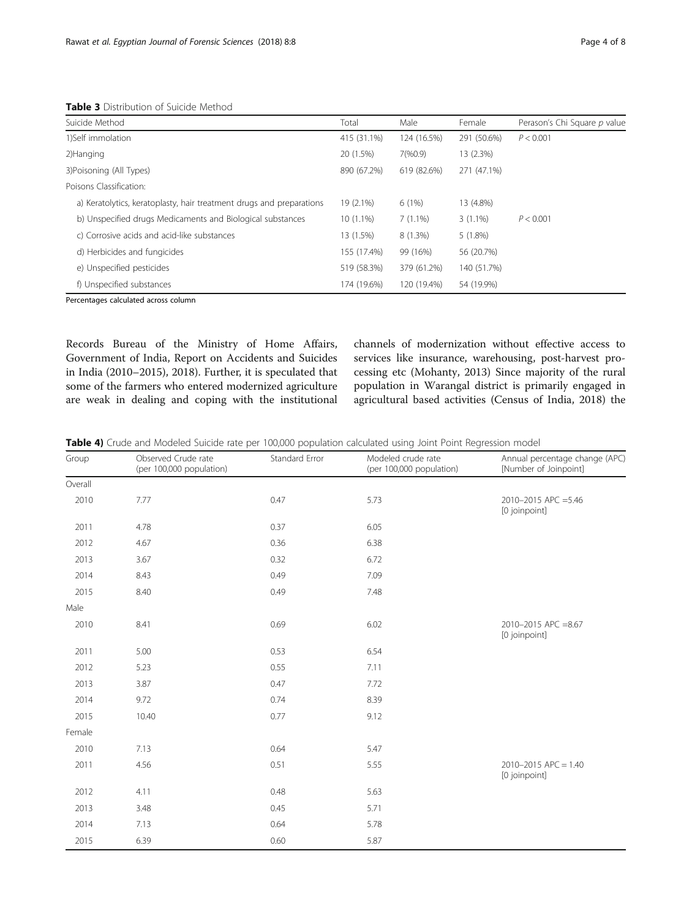**Table 3** Distribution of Suicide Method

| Suicide Method | Total | Male | Female | Perason's Chi Square *p* value |
|---|---|---|---|---|
| 1)Self immolation | 415 (31.1%) | 124 (16.5%) | 291 (50.6%) | *P* < 0.001 |
| 2)Hanging | 20 (1.5%) | 7(%0.9) | 13 (2.3%) | |
| 3)Poisoning (All Types) | 890 (67.2%) | 619 (82.6%) | 271 (47.1%) | |
| Poisons Classification: | | | | |
| a) Keratolytics, keratoplasty, hair treatment drugs and preparations | 19 (2.1%) | 6 (1%) | 13 (4.8%) | |
| b) Unspecified drugs Medicaments and Biological substances | 10 (1.1%) | 7 (1.1%) | 3 (1.1%) | *P* < 0.001 |
| c) Corrosive acids and acid-like substances | 13 (1.5%) | 8 (1.3%) | 5 (1.8%) | |
| d) Herbicides and fungicides | 155 (17.4%) | 99 (16%) | 56 (20.7%) | |
| e) Unspecified pesticides | 519 (58.3%) | 379 (61.2%) | 140 (51.7%) | |
| f) Unspecified substances | 174 (19.6%) | 120 (19.4%) | 54 (19.9%) | |

Percentages calculated across column

Records Bureau of the Ministry of Home Affairs, Government of India, Report on Accidents and Suicides in India (2010–2015), 2018). Further, it is speculated that some of the farmers who entered modernized agriculture are weak in dealing and coping with the institutional channels of modernization without effective access to services like insurance, warehousing, post-harvest processing etc (Mohanty, 2013) Since majority of the rural population in Warangal district is primarily engaged in agricultural based activities (Census of India, 2018) the

**Table 4)** Crude and Modeled Suicide rate per 100,000 population calculated using Joint Point Regression model

| Group | Observed Crude rate (per 100,000 population) | Standard Error | Modeled crude rate (per 100,000 population) | Annual percentage change (APC) [Number of Joinpoint] |
|---|---|---|---|---|
| Overall | | | | |
| 2010 | 7.77 | 0.47 | 5.73 | 2010–2015 APC =5.46 [0 joinpoint] |
| 2011 | 4.78 | 0.37 | 6.05 | |
| 2012 | 4.67 | 0.36 | 6.38 | |
| 2013 | 3.67 | 0.32 | 6.72 | |
| 2014 | 8.43 | 0.49 | 7.09 | |
| 2015 | 8.40 | 0.49 | 7.48 | |
| Male | | | | |
| 2010 | 8.41 | 0.69 | 6.02 | 2010–2015 APC =8.67 [0 joinpoint] |
| 2011 | 5.00 | 0.53 | 6.54 | |
| 2012 | 5.23 | 0.55 | 7.11 | |
| 2013 | 3.87 | 0.47 | 7.72 | |
| 2014 | 9.72 | 0.74 | 8.39 | |
| 2015 | 10.40 | 0.77 | 9.12 | |
| Female | | | | |
| 2010 | 7.13 | 0.64 | 5.47 | |
| 2011 | 4.56 | 0.51 | 5.55 | 2010–2015 APC = 1.40 [0 joinpoint] |
| 2012 | 4.11 | 0.48 | 5.63 | |
| 2013 | 3.48 | 0.45 | 5.71 | |
| 2014 | 7.13 | 0.64 | 5.78 | |
| 2015 | 6.39 | 0.60 | 5.87 | |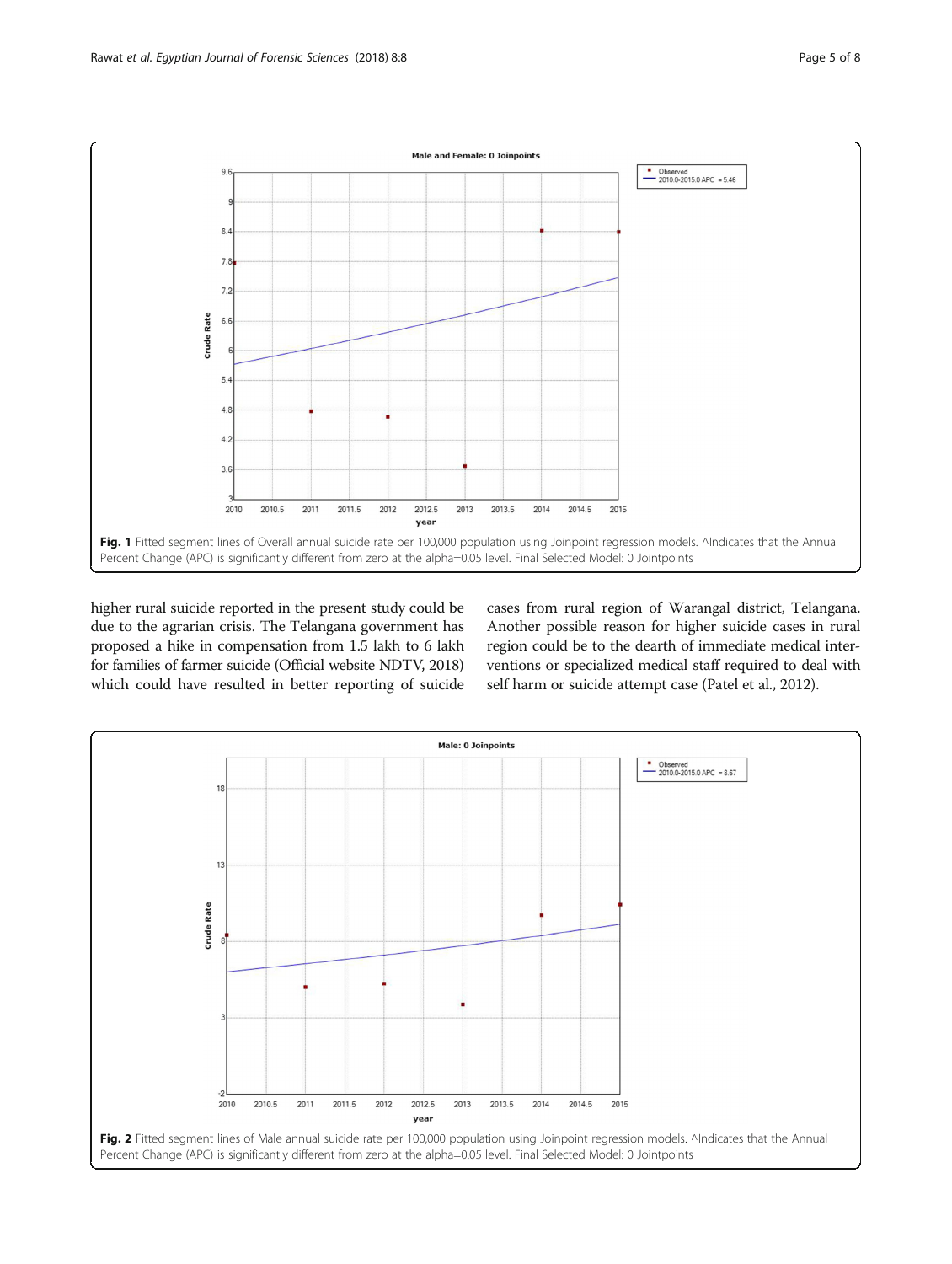Fig. 1 Fitted segment lines of Overall annual suicide rate per 100,000 population using Joinpoint regression models. ^Indicates that the Annual Percent Change (APC) is significantly different from zero at the alpha=0.05 level. Final Selected Model: 0 Jointpoints

higher rural suicide reported in the present study could be due to the agrarian crisis. The Telangana government has proposed a hike in compensation from 1.5 lakh to 6 lakh for families of farmer suicide (Official website NDTV, 2018) which could have resulted in better reporting of suicide cases from rural region of Warangal district, Telangana. Another possible reason for higher suicide cases in rural region could be to the dearth of immediate medical interventions or specialized medical staff required to deal with self harm or suicide attempt case (Patel et al., 2012).

Fig. 2 Fitted segment lines of Male annual suicide rate per 100,000 population using Joinpoint regression models. ^Indicates that the Annual Percent Change (APC) is significantly different from zero at the alpha=0.05 level. Final Selected Model: 0 Jointpoints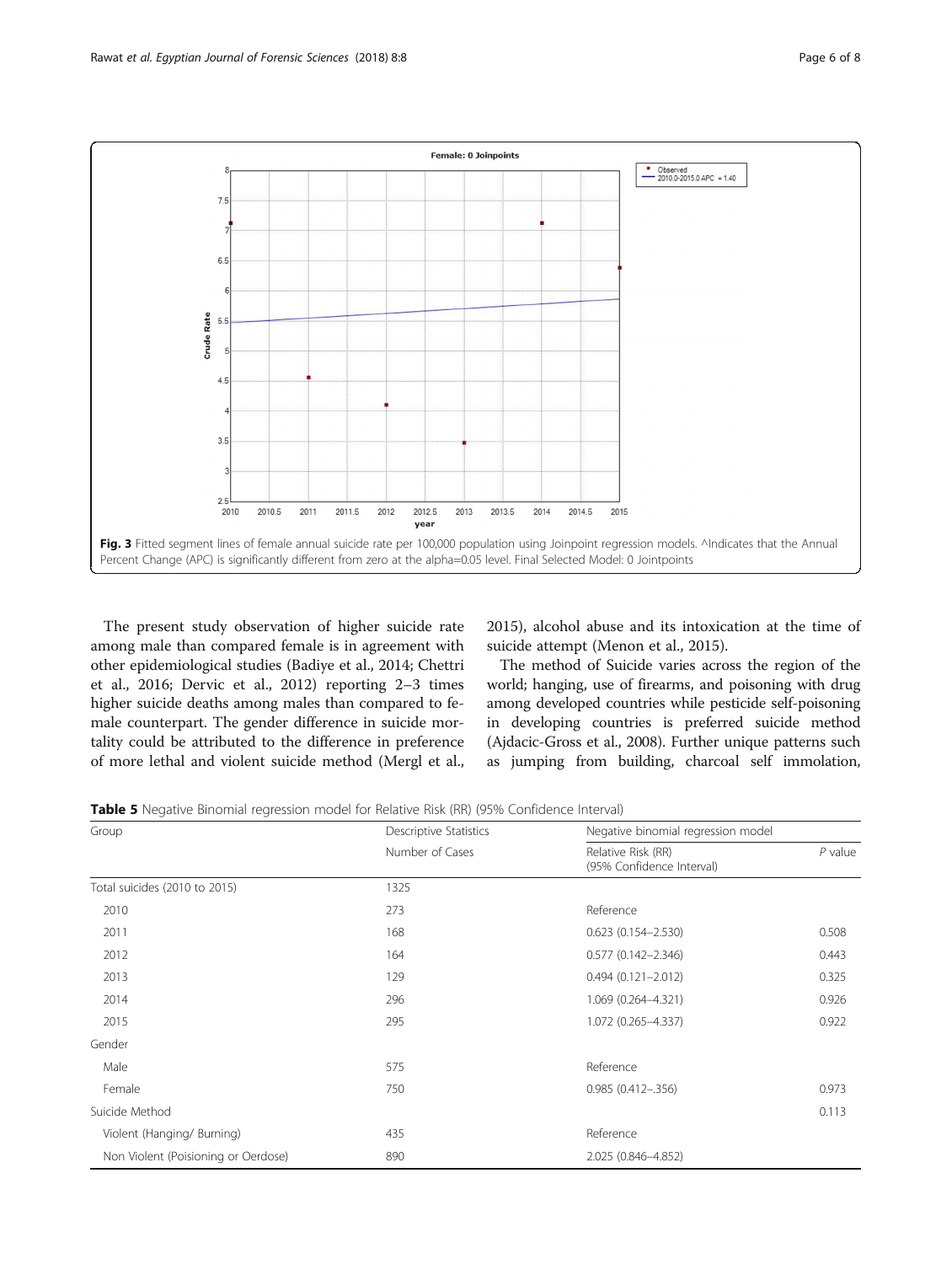Fig. 3 Fitted segment lines of female annual suicide rate per 100,000 population using Joinpoint regression models. ^Indicates that the Annual Percent Change (APC) is significantly different from zero at the alpha=0.05 level. Final Selected Model: 0 Jointpoints

The present study observation of higher suicide rate among male than compared female is in agreement with other epidemiological studies (Badiye et al., 2014; Chettri et al., 2016; Dervic et al., 2012) reporting 2–3 times higher suicide deaths among males than compared to female counterpart. The gender difference in suicide mortality could be attributed to the difference in preference of more lethal and violent suicide method (Mergl et al., 2015), alcohol abuse and its intoxication at the time of suicide attempt (Menon et al., 2015).

The method of Suicide varies across the region of the world; hanging, use of firearms, and poisoning with drug among developed countries while pesticide self-poisoning in developing countries is preferred suicide method (Ajdacic-Gross et al., 2008). Further unique patterns such as jumping from building, charcoal self immolation,

**Table 5** Negative Binomial regression model for Relative Risk (RR) (95% Confidence Interval)

| Group | Descriptive Statistics | Negative binomial regression model | |
|---|---|---|---|
| | Number of Cases | Relative Risk (RR) (95% Confidence Interval) | *P* value |
| Total suicides (2010 to 2015) | 1325 | | |
| 2010 | 273 | Reference | |
| 2011 | 168 | 0.623 (0.154–2.530) | 0.508 |
| 2012 | 164 | 0.577 (0.142–2.346) | 0.443 |
| 2013 | 129 | 0.494 (0.121–2.012) | 0.325 |
| 2014 | 296 | 1.069 (0.264–4.321) | 0.926 |
| 2015 | 295 | 1.072 (0.265–4.337) | 0.922 |
| Gender | | | |
| Male | 575 | Reference | |
| Female | 750 | 0.985 (0.412–.356) | 0.973 |
| Suicide Method | | | 0.113 |
| Violent (Hanging/ Burning) | 435 | Reference | |
| Non Violent (Poisioning or Oerdose) | 890 | 2.025 (0.846–4.852) | |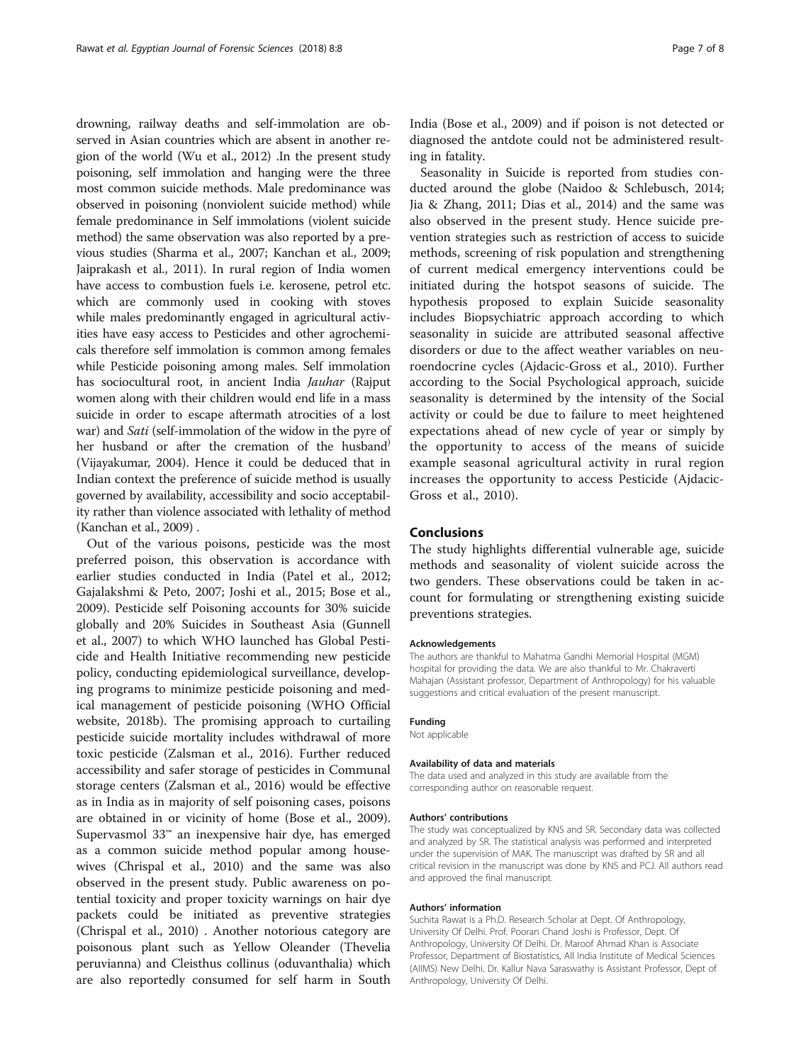drowning, railway deaths and self-immolation are observed in Asian countries which are absent in another region of the world (Wu et al., 2012) .In the present study poisoning, self immolation and hanging were the three most common suicide methods. Male predominance was observed in poisoning (nonviolent suicide method) while female predominance in Self immolations (violent suicide method) the same observation was also reported by a previous studies (Sharma et al., 2007; Kanchan et al., 2009; Jaiprakash et al., 2011). In rural region of India women have access to combustion fuels i.e. kerosene, petrol etc. which are commonly used in cooking with stoves while males predominantly engaged in agricultural activities have easy access to Pesticides and other agrochemicals therefore self immolation is common among females while Pesticide poisoning among males. Self immolation has sociocultural root, in ancient India *Jauhar* (Rajput women along with their children would end life in a mass suicide in order to escape aftermath atrocities of a lost war) and *Sati* (self-immolation of the widow in the pyre of her husband or after the cremation of the husband) (Vijayakumar, 2004). Hence it could be deduced that in Indian context the preference of suicide method is usually governed by availability, accessibility and socio acceptability rather than violence associated with lethality of method (Kanchan et al., 2009) .

Out of the various poisons, pesticide was the most preferred poison, this observation is accordance with earlier studies conducted in India (Patel et al., 2012; Gajalakshmi & Peto, 2007; Joshi et al., 2015; Bose et al., 2009). Pesticide self Poisoning accounts for 30% suicide globally and 20% Suicides in Southeast Asia (Gunnell et al., 2007) to which WHO launched has Global Pesticide and Health Initiative recommending new pesticide policy, conducting epidemiological surveillance, developing programs to minimize pesticide poisoning and medical management of pesticide poisoning (WHO Official website, 2018b). The promising approach to curtailing pesticide suicide mortality includes withdrawal of more toxic pesticide (Zalsman et al., 2016). Further reduced accessibility and safer storage of pesticides in Communal storage centers (Zalsman et al., 2016) would be effective as in India as in majority of self poisoning cases, poisons are obtained in or vicinity of home (Bose et al., 2009). Supervasmol 33™ an inexpensive hair dye, has emerged as a common suicide method popular among housewives (Chrispal et al., 2010) and the same was also observed in the present study. Public awareness on potential toxicity and proper toxicity warnings on hair dye packets could be initiated as preventive strategies (Chrispal et al., 2010) . Another notorious category are poisonous plant such as Yellow Oleander (Thevelia peruvianna) and Cleisthus collinus (oduvanthalia) which are also reportedly consumed for self harm in South India (Bose et al., 2009) and if poison is not detected or diagnosed the antdote could not be administered resulting in fatality.

Seasonality in Suicide is reported from studies conducted around the globe (Naidoo & Schlebusch, 2014; Jia & Zhang, 2011; Dias et al., 2014) and the same was also observed in the present study. Hence suicide prevention strategies such as restriction of access to suicide methods, screening of risk population and strengthening of current medical emergency interventions could be initiated during the hotspot seasons of suicide. The hypothesis proposed to explain Suicide seasonality includes Biopsychiatric approach according to which seasonality in suicide are attributed seasonal affective disorders or due to the affect weather variables on neuroendocrine cycles (Ajdacic-Gross et al., 2010). Further according to the Social Psychological approach, suicide seasonality is determined by the intensity of the Social activity or could be due to failure to meet heightened expectations ahead of new cycle of year or simply by the opportunity to access of the means of suicide example seasonal agricultural activity in rural region increases the opportunity to access Pesticide (Ajdacic-Gross et al., 2010).

## Conclusions

The study highlights differential vulnerable age, suicide methods and seasonality of violent suicide across the two genders. These observations could be taken in account for formulating or strengthening existing suicide preventions strategies.

#### Acknowledgements

The authors are thankful to Mahatma Gandhi Memorial Hospital (MGM) hospital for providing the data. We are also thankful to Mr. Chakraverti Mahajan (Assistant professor, Department of Anthropology) for his valuable suggestions and critical evaluation of the present manuscript.

#### Funding

Not applicable

#### Availability of data and materials

The data used and analyzed in this study are available from the corresponding author on reasonable request.

#### Authors' contributions

The study was conceptualized by KNS and SR. Secondary data was collected and analyzed by SR. The statistical analysis was performed and interpreted under the supervision of MAK. The manuscript was drafted by SR and all critical revision in the manuscript was done by KNS and PCJ. All authors read and approved the final manuscript.

#### Authors' information

Suchita Rawat is a Ph.D. Research Scholar at Dept. Of Anthropology, University Of Delhi. Prof. Pooran Chand Joshi is Professor, Dept. Of Anthropology, University Of Delhi. Dr. Maroof Ahmad Khan is Associate Professor, Department of Biostatistics, All India Institute of Medical Sciences (AIIMS) New Delhi. Dr. Kallur Nava Saraswathy is Assistant Professor, Dept of Anthropology, University Of Delhi.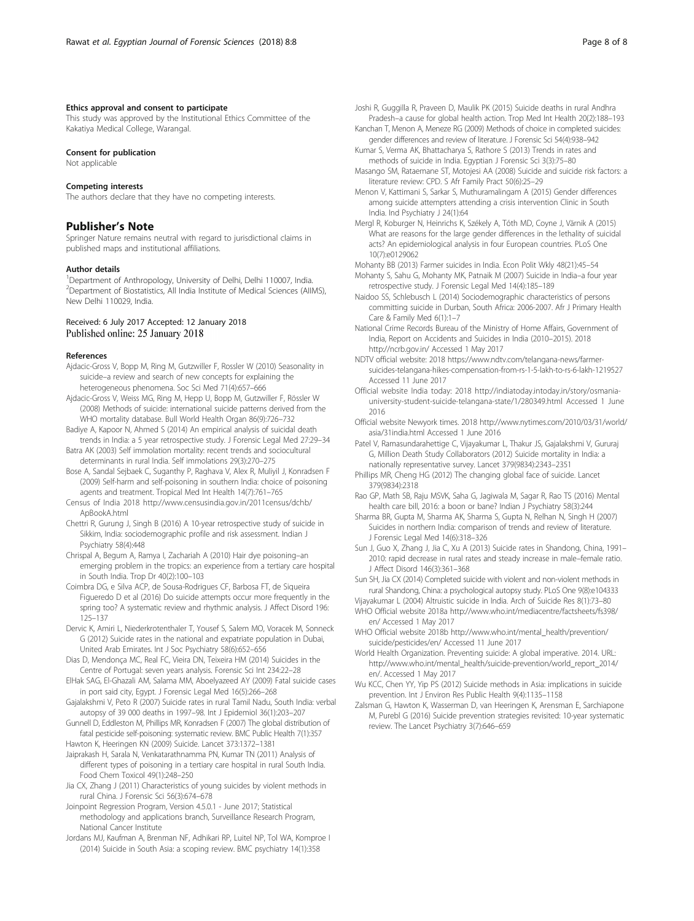### Ethics approval and consent to participate

This study was approved by the Institutional Ethics Committee of the Kakatiya Medical College, Warangal.

### Consent for publication

Not applicable

### Competing interests

The authors declare that they have no competing interests.

## Publisher's Note

Springer Nature remains neutral with regard to jurisdictional claims in published maps and institutional affiliations.

### Author details

[1]Department of Anthropology, University of Delhi, Delhi 110007, India. [2]Department of Biostatistics, All India Institute of Medical Sciences (AIIMS), New Delhi 110029, India.

Received: 6 July 2017 Accepted: 12 January 2018
Published online: 25 January 2018

### References

Ajdacic-Gross V, Bopp M, Ring M, Gutzwiller F, Rossler W (2010) Seasonality in suicide–a review and search of new concepts for explaining the heterogeneous phenomena. Soc Sci Med 71(4):657–666

Ajdacic-Gross V, Weiss MG, Ring M, Hepp U, Bopp M, Gutzwiller F, Rössler W (2008) Methods of suicide: international suicide patterns derived from the WHO mortality database. Bull World Health Organ 86(9):726–732

Badiye A, Kapoor N, Ahmed S (2014) An empirical analysis of suicidal death trends in India: a 5 year retrospective study. J Forensic Legal Med 27:29–34

Batra AK (2003) Self immolation mortality: recent trends and sociocultural determinants in rural India. Self immolations 29(3):270–275

Bose A, Sandal Sejbaek C, Suganthy P, Raghava V, Alex R, Muliyil J, Konradsen F (2009) Self-harm and self-poisoning in southern India: choice of poisoning agents and treatment. Tropical Med Int Health 14(7):761–765

Census of India 2018 http://www.censusindia.gov.in/2011census/dchb/ApBookA.html

Chettri R, Gurung J, Singh B (2016) A 10-year retrospective study of suicide in Sikkim, India: sociodemographic profile and risk assessment. Indian J Psychiatry 58(4):448

Chrispal A, Begum A, Ramya I, Zachariah A (2010) Hair dye poisoning–an emerging problem in the tropics: an experience from a tertiary care hospital in South India. Trop Dr 40(2):100–103

Coimbra DG, e Silva ACP, de Sousa-Rodrigues CF, Barbosa FT, de Siqueira Figueredo D et al (2016) Do suicide attempts occur more frequently in the spring too? A systematic review and rhythmic analysis. J Affect Disord 196: 125–137

Dervic K, Amiri L, Niederkrotenthaler T, Yousef S, Salem MO, Voracek M, Sonneck G (2012) Suicide rates in the national and expatriate population in Dubai, United Arab Emirates. Int J Soc Psychiatry 58(6):652–656

Dias D, Mendonça MC, Real FC, Vieira DN, Teixeira HM (2014) Suicides in the Centre of Portugal: seven years analysis. Forensic Sci Int 234:22–28

ElHak SAG, El-Ghazali AM, Salama MM, Aboelyazeed AY (2009) Fatal suicide cases in port said city, Egypt. J Forensic Legal Med 16(5):266–268

Gajalakshmi V, Peto R (2007) Suicide rates in rural Tamil Nadu, South India: verbal autopsy of 39 000 deaths in 1997–98. Int J Epidemiol 36(1):203–207

Gunnell D, Eddleston M, Phillips MR, Konradsen F (2007) The global distribution of fatal pesticide self-poisoning: systematic review. BMC Public Health 7(1):357

Hawton K, Heeringen KN (2009) Suicide. Lancet 373:1372–1381

Jaiprakash H, Sarala N, Venkatarathnamma PN, Kumar TN (2011) Analysis of different types of poisoning in a tertiary care hospital in rural South India. Food Chem Toxicol 49(1):248–250

Jia CX, Zhang J (2011) Characteristics of young suicides by violent methods in rural China. J Forensic Sci 56(3):674–678

Joinpoint Regression Program, Version 4.5.0.1 - June 2017; Statistical methodology and applications branch, Surveillance Research Program, National Cancer Institute

Jordans MJ, Kaufman A, Brenman NF, Adhikari RP, Luitel NP, Tol WA, Komproe I (2014) Suicide in South Asia: a scoping review. BMC psychiatry 14(1):358

Joshi R, Guggilla R, Praveen D, Maulik PK (2015) Suicide deaths in rural Andhra Pradesh–a cause for global health action. Trop Med Int Health 20(2):188–193

Kanchan T, Menon A, Meneze RG (2009) Methods of choice in completed suicides: gender differences and review of literature. J Forensic Sci 54(4):938–942

Kumar S, Verma AK, Bhattacharya S, Rathore S (2013) Trends in rates and methods of suicide in India. Egyptian J Forensic Sci 3(3):75–80

Masango SM, Rataemane ST, Motojesi AA (2008) Suicide and suicide risk factors: a literature review: CPD. S Afr Family Pract 50(6):25–29

Menon V, Kattimani S, Sarkar S, Muthuramalingam A (2015) Gender differences among suicide attempters attending a crisis intervention Clinic in South India. Ind Psychiatry J 24(1):64

Mergl R, Koburger N, Heinrichs K, Székely A, Tóth MD, Coyne J, Värnik A (2015) What are reasons for the large gender differences in the lethality of suicidal acts? An epidemiological analysis in four European countries. PLoS One 10(7):e0129062

Mohanty BB (2013) Farmer suicides in India. Econ Polit Wkly 48(21):45–54

Mohanty S, Sahu G, Mohanty MK, Patnaik M (2007) Suicide in India–a four year retrospective study. J Forensic Legal Med 14(4):185–189

Naidoo SS, Schlebusch L (2014) Sociodemographic characteristics of persons committing suicide in Durban, South Africa: 2006-2007. Afr J Primary Health Care & Family Med 6(1):1–7

National Crime Records Bureau of the Ministry of Home Affairs, Government of India, Report on Accidents and Suicides in India (2010–2015). 2018 http://ncrb.gov.in/ Accessed 1 May 2017

NDTV official website: 2018 https://www.ndtv.com/telangana-news/farmer-suicides-telangana-hikes-compensation-from-rs-1-5-lakh-to-rs-6-lakh-1219527 Accessed 11 June 2017

Official website India today: 2018 http://indiatoday.intoday.in/story/osmania-university-student-suicide-telangana-state/1/280349.html Accessed 1 June 2016

Official website Newyork times. 2018 http://www.nytimes.com/2010/03/31/world/asia/31india.html Accessed 1 June 2016

Patel V, Ramasundarahettige C, Vijayakumar L, Thakur JS, Gajalakshmi V, Gururaj G, Million Death Study Collaborators (2012) Suicide mortality in India: a nationally representative survey. Lancet 379(9834):2343–2351

Phillips MR, Cheng HG (2012) The changing global face of suicide. Lancet 379(9834):2318

Rao GP, Math SB, Raju MSVK, Saha G, Jagiwala M, Sagar R, Rao TS (2016) Mental health care bill, 2016: a boon or bane? Indian J Psychiatry 58(3):244

Sharma BR, Gupta M, Sharma AK, Sharma S, Gupta N, Relhan N, Singh H (2007) Suicides in northern India: comparison of trends and review of literature. J Forensic Legal Med 14(6):318–326

Sun J, Guo X, Zhang J, Jia C, Xu A (2013) Suicide rates in Shandong, China, 1991–2010: rapid decrease in rural rates and steady increase in male–female ratio. J Affect Disord 146(3):361–368

Sun SH, Jia CX (2014) Completed suicide with violent and non-violent methods in rural Shandong, China: a psychological autopsy study. PLoS One 9(8):e104333

Vijayakumar L (2004) Altruistic suicide in India. Arch of Suicide Res 8(1):73–80

WHO Official website 2018a http://www.who.int/mediacentre/factsheets/fs398/en/ Accessed 1 May 2017

WHO Official website 2018b http://www.who.int/mental_health/prevention/suicide/pesticides/en/ Accessed 11 June 2017

World Health Organization. Preventing suicide: A global imperative. 2014. URL: http://www.who.int/mental_health/suicide-prevention/world_report_2014/en/. Accessed 1 May 2017

Wu KCC, Chen YY, Yip PS (2012) Suicide methods in Asia: implications in suicide prevention. Int J Environ Res Public Health 9(4):1135–1158

Zalsman G, Hawton K, Wasserman D, van Heeringen K, Arensman E, Sarchiapone M, Purebl G (2016) Suicide prevention strategies revisited: 10-year systematic review. The Lancet Psychiatry 3(7):646–659